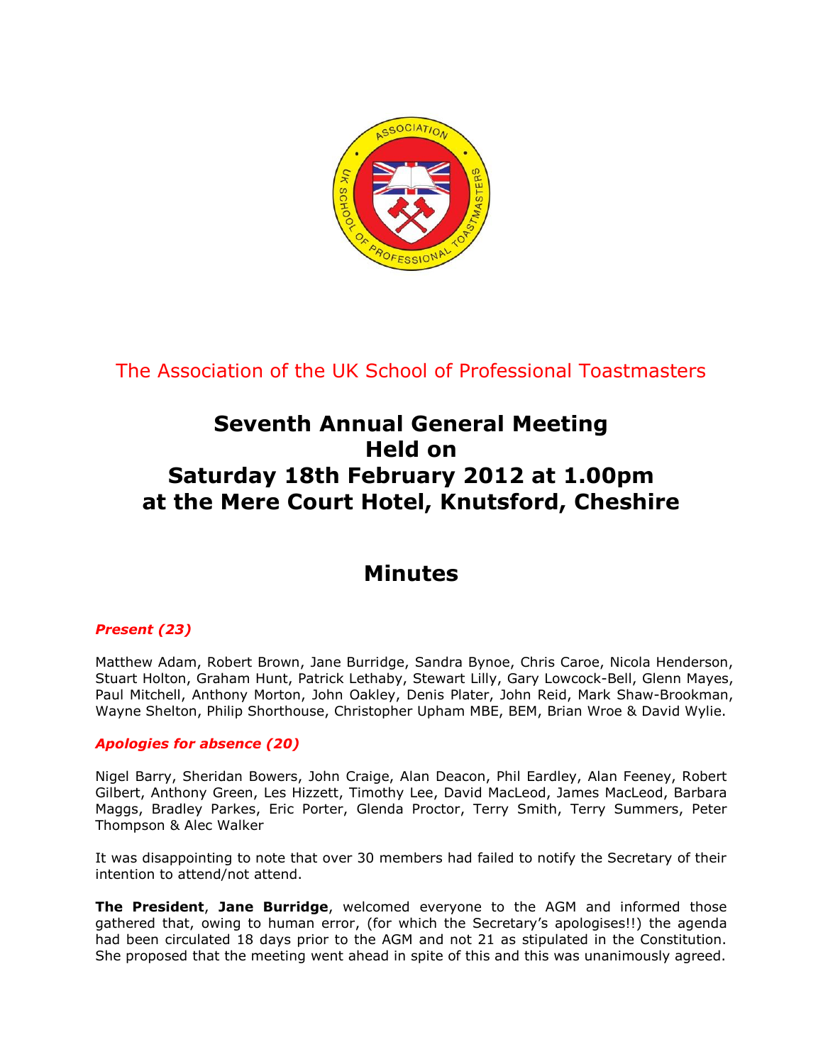The Association of the UK School of Professional Toastmasters

# Seventh Annual General Meeting
# Held on
# Saturday 18th February 2012 at 1.00pm
# at the Mere Court Hotel, Knutsford, Cheshire

# Minutes

### *Present (23)*

Matthew Adam, Robert Brown, Jane Burridge, Sandra Bynoe, Chris Caroe, Nicola Henderson, Stuart Holton, Graham Hunt, Patrick Lethaby, Stewart Lilly, Gary Lowcock-Bell, Glenn Mayes, Paul Mitchell, Anthony Morton, John Oakley, Denis Plater, John Reid, Mark Shaw-Brookman, Wayne Shelton, Philip Shorthouse, Christopher Upham MBE, BEM, Brian Wroe & David Wylie.

### *Apologies for absence (20)*

Nigel Barry, Sheridan Bowers, John Craige, Alan Deacon, Phil Eardley, Alan Feeney, Robert Gilbert, Anthony Green, Les Hizzett, Timothy Lee, David MacLeod, James MacLeod, Barbara Maggs, Bradley Parkes, Eric Porter, Glenda Proctor, Terry Smith, Terry Summers, Peter Thompson & Alec Walker

It was disappointing to note that over 30 members had failed to notify the Secretary of their intention to attend/not attend.

**The President**, **Jane Burridge**, welcomed everyone to the AGM and informed those gathered that, owing to human error, (for which the Secretary's apologises!!) the agenda had been circulated 18 days prior to the AGM and not 21 as stipulated in the Constitution. She proposed that the meeting went ahead in spite of this and this was unanimously agreed.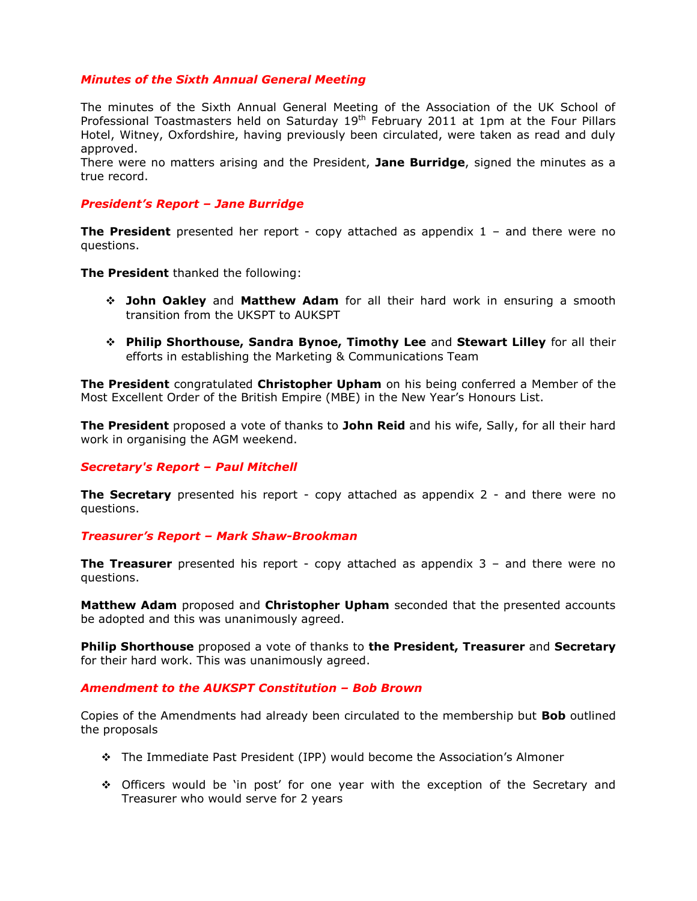### *Minutes of the Sixth Annual General Meeting*

The minutes of the Sixth Annual General Meeting of the Association of the UK School of Professional Toastmasters held on Saturday 19th February 2011 at 1pm at the Four Pillars Hotel, Witney, Oxfordshire, having previously been circulated, were taken as read and duly approved.
There were no matters arising and the President, **Jane Burridge**, signed the minutes as a true record.

### *President's Report – Jane Burridge*

**The President** presented her report - copy attached as appendix 1 – and there were no questions.

**The President** thanked the following:

- **John Oakley** and **Matthew Adam** for all their hard work in ensuring a smooth transition from the UKSPT to AUKSPT
- **Philip Shorthouse, Sandra Bynoe, Timothy Lee** and **Stewart Lilley** for all their efforts in establishing the Marketing & Communications Team

**The President** congratulated **Christopher Upham** on his being conferred a Member of the Most Excellent Order of the British Empire (MBE) in the New Year's Honours List.

**The President** proposed a vote of thanks to **John Reid** and his wife, Sally, for all their hard work in organising the AGM weekend.

### *Secretary's Report – Paul Mitchell*

**The Secretary** presented his report - copy attached as appendix 2 - and there were no questions.

### *Treasurer's Report – Mark Shaw-Brookman*

**The Treasurer** presented his report - copy attached as appendix 3 – and there were no questions.

**Matthew Adam** proposed and **Christopher Upham** seconded that the presented accounts be adopted and this was unanimously agreed.

**Philip Shorthouse** proposed a vote of thanks to **the President, Treasurer** and **Secretary** for their hard work. This was unanimously agreed.

### *Amendment to the AUKSPT Constitution – Bob Brown*

Copies of the Amendments had already been circulated to the membership but **Bob** outlined the proposals

- The Immediate Past President (IPP) would become the Association's Almoner
- Officers would be 'in post' for one year with the exception of the Secretary and Treasurer who would serve for 2 years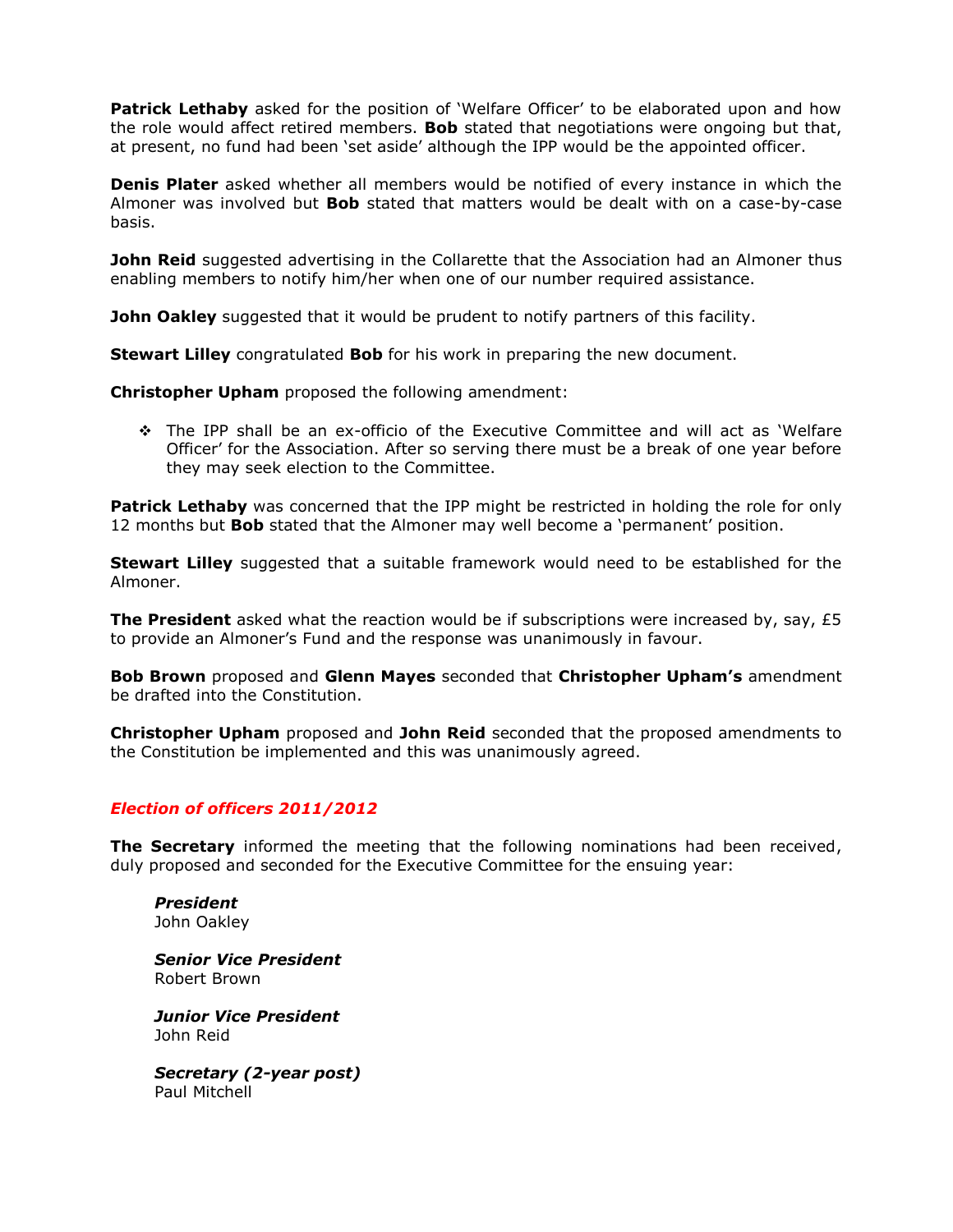**Patrick Lethaby** asked for the position of 'Welfare Officer' to be elaborated upon and how the role would affect retired members. **Bob** stated that negotiations were ongoing but that, at present, no fund had been 'set aside' although the IPP would be the appointed officer.

**Denis Plater** asked whether all members would be notified of every instance in which the Almoner was involved but **Bob** stated that matters would be dealt with on a case-by-case basis.

**John Reid** suggested advertising in the Collarette that the Association had an Almoner thus enabling members to notify him/her when one of our number required assistance.

**John Oakley** suggested that it would be prudent to notify partners of this facility.

**Stewart Lilley** congratulated **Bob** for his work in preparing the new document.

**Christopher Upham** proposed the following amendment:

- The IPP shall be an ex-officio of the Executive Committee and will act as 'Welfare Officer' for the Association. After so serving there must be a break of one year before they may seek election to the Committee.

**Patrick Lethaby** was concerned that the IPP might be restricted in holding the role for only 12 months but **Bob** stated that the Almoner may well become a 'permanent' position.

**Stewart Lilley** suggested that a suitable framework would need to be established for the Almoner.

**The President** asked what the reaction would be if subscriptions were increased by, say, £5 to provide an Almoner's Fund and the response was unanimously in favour.

**Bob Brown** proposed and **Glenn Mayes** seconded that **Christopher Upham's** amendment be drafted into the Constitution.

**Christopher Upham** proposed and **John Reid** seconded that the proposed amendments to the Constitution be implemented and this was unanimously agreed.

## *Election of officers 2011/2012*

**The Secretary** informed the meeting that the following nominations had been received, duly proposed and seconded for the Executive Committee for the ensuing year:

***President***
John Oakley

***Senior Vice President***
Robert Brown

***Junior Vice President***
John Reid

***Secretary (2-year post)***
Paul Mitchell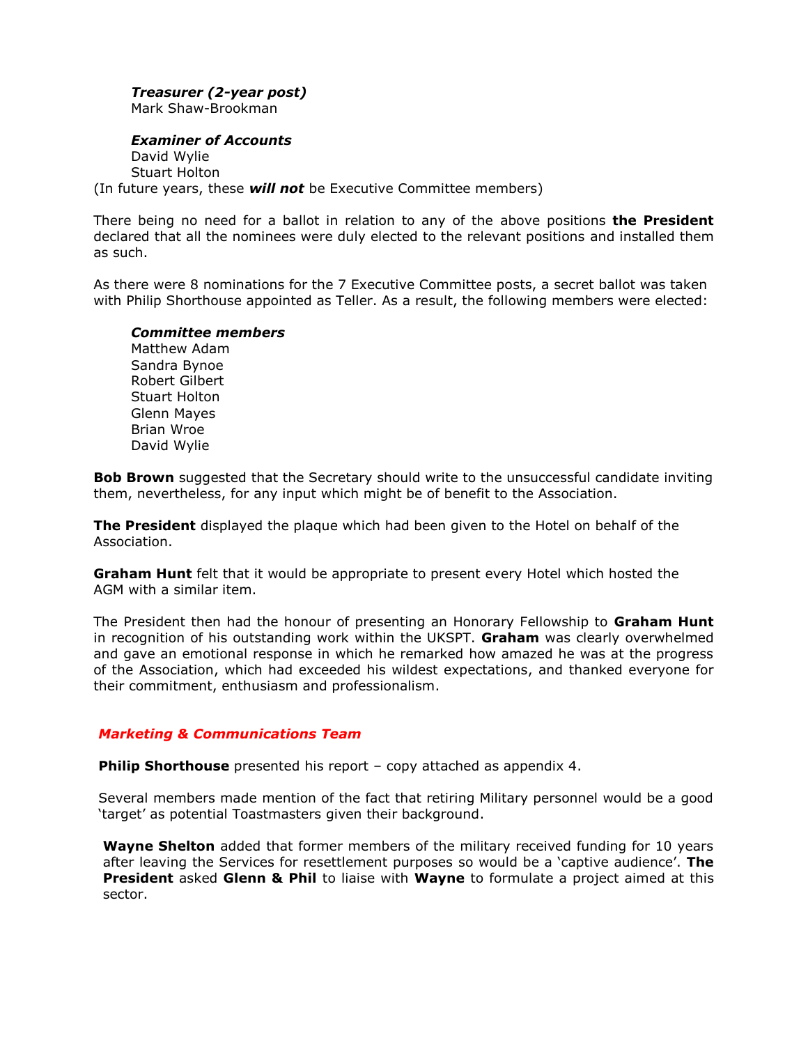***Treasurer (2-year post)***
Mark Shaw-Brookman

***Examiner of Accounts***
David Wylie
Stuart Holton
(In future years, these ***will not*** be Executive Committee members)

There being no need for a ballot in relation to any of the above positions **the President** declared that all the nominees were duly elected to the relevant positions and installed them as such.

As there were 8 nominations for the 7 Executive Committee posts, a secret ballot was taken with Philip Shorthouse appointed as Teller. As a result, the following members were elected:

***Committee members***
Matthew Adam
Sandra Bynoe
Robert Gilbert
Stuart Holton
Glenn Mayes
Brian Wroe
David Wylie

**Bob Brown** suggested that the Secretary should write to the unsuccessful candidate inviting them, nevertheless, for any input which might be of benefit to the Association.

**The President** displayed the plaque which had been given to the Hotel on behalf of the Association.

**Graham Hunt** felt that it would be appropriate to present every Hotel which hosted the AGM with a similar item.

The President then had the honour of presenting an Honorary Fellowship to **Graham Hunt** in recognition of his outstanding work within the UKSPT. **Graham** was clearly overwhelmed and gave an emotional response in which he remarked how amazed he was at the progress of the Association, which had exceeded his wildest expectations, and thanked everyone for their commitment, enthusiasm and professionalism.

### *Marketing & Communications Team*

**Philip Shorthouse** presented his report – copy attached as appendix 4.

Several members made mention of the fact that retiring Military personnel would be a good 'target' as potential Toastmasters given their background.

**Wayne Shelton** added that former members of the military received funding for 10 years after leaving the Services for resettlement purposes so would be a 'captive audience'. **The President** asked **Glenn & Phil** to liaise with **Wayne** to formulate a project aimed at this sector.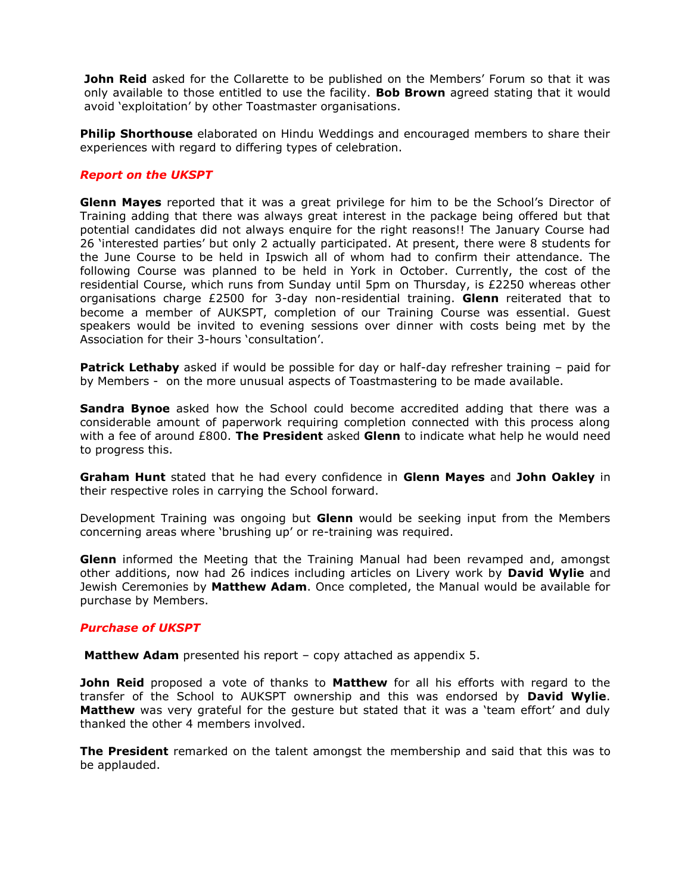**John Reid** asked for the Collarette to be published on the Members' Forum so that it was only available to those entitled to use the facility. **Bob Brown** agreed stating that it would avoid 'exploitation' by other Toastmaster organisations.

**Philip Shorthouse** elaborated on Hindu Weddings and encouraged members to share their experiences with regard to differing types of celebration.

### *Report on the UKSPT*

**Glenn Mayes** reported that it was a great privilege for him to be the School's Director of Training adding that there was always great interest in the package being offered but that potential candidates did not always enquire for the right reasons!! The January Course had 26 'interested parties' but only 2 actually participated. At present, there were 8 students for the June Course to be held in Ipswich all of whom had to confirm their attendance. The following Course was planned to be held in York in October. Currently, the cost of the residential Course, which runs from Sunday until 5pm on Thursday, is £2250 whereas other organisations charge £2500 for 3-day non-residential training. **Glenn** reiterated that to become a member of AUKSPT, completion of our Training Course was essential. Guest speakers would be invited to evening sessions over dinner with costs being met by the Association for their 3-hours 'consultation'.

**Patrick Lethaby** asked if would be possible for day or half-day refresher training – paid for by Members - on the more unusual aspects of Toastmastering to be made available.

**Sandra Bynoe** asked how the School could become accredited adding that there was a considerable amount of paperwork requiring completion connected with this process along with a fee of around £800. **The President** asked **Glenn** to indicate what help he would need to progress this.

**Graham Hunt** stated that he had every confidence in **Glenn Mayes** and **John Oakley** in their respective roles in carrying the School forward.

Development Training was ongoing but **Glenn** would be seeking input from the Members concerning areas where 'brushing up' or re-training was required.

**Glenn** informed the Meeting that the Training Manual had been revamped and, amongst other additions, now had 26 indices including articles on Livery work by **David Wylie** and Jewish Ceremonies by **Matthew Adam**. Once completed, the Manual would be available for purchase by Members.

### *Purchase of UKSPT*

**Matthew Adam** presented his report – copy attached as appendix 5.

**John Reid** proposed a vote of thanks to **Matthew** for all his efforts with regard to the transfer of the School to AUKSPT ownership and this was endorsed by **David Wylie**. **Matthew** was very grateful for the gesture but stated that it was a 'team effort' and duly thanked the other 4 members involved.

**The President** remarked on the talent amongst the membership and said that this was to be applauded.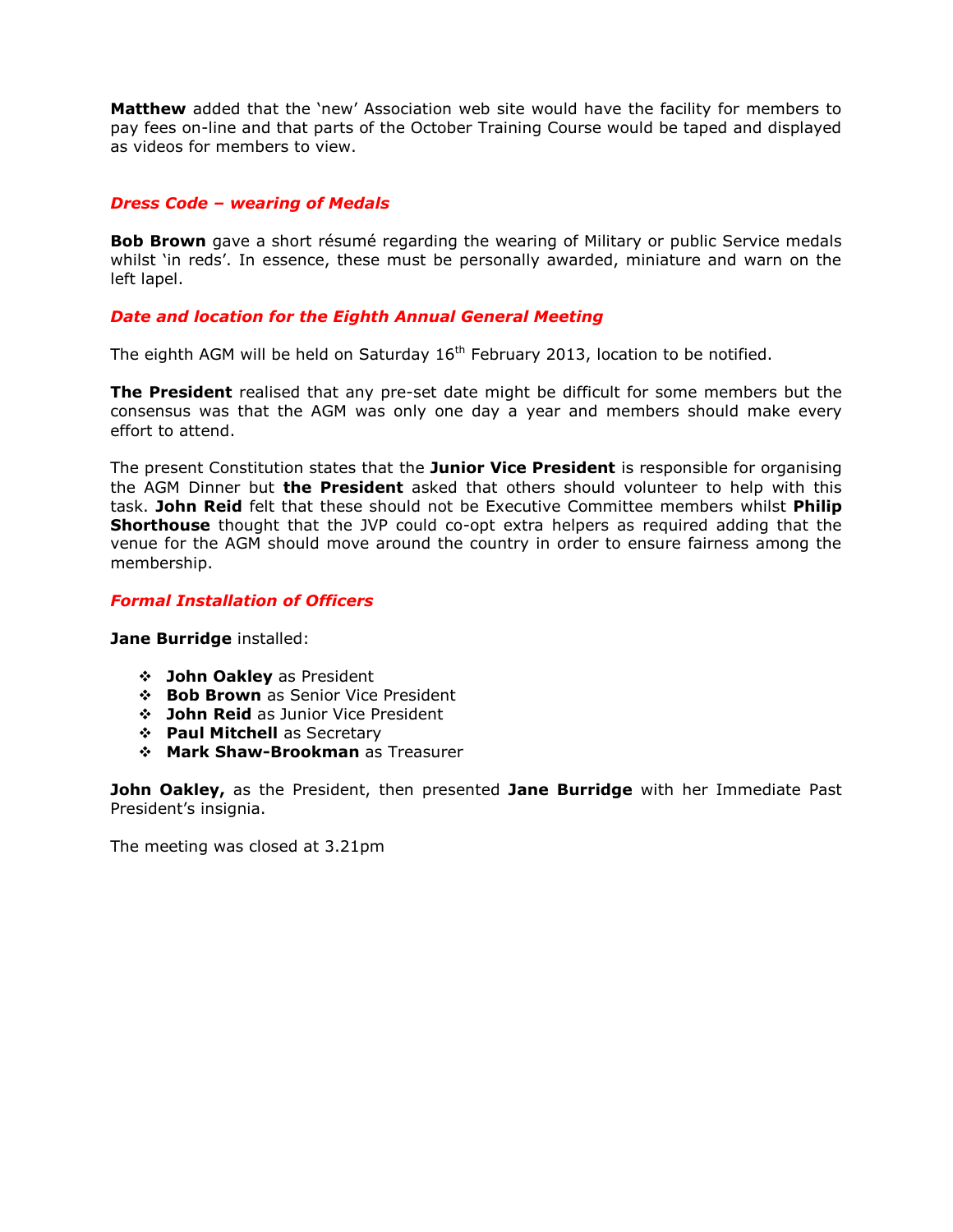**Matthew** added that the 'new' Association web site would have the facility for members to pay fees on-line and that parts of the October Training Course would be taped and displayed as videos for members to view.

### *Dress Code – wearing of Medals*

**Bob Brown** gave a short résumé regarding the wearing of Military or public Service medals whilst 'in reds'. In essence, these must be personally awarded, miniature and warn on the left lapel.

### *Date and location for the Eighth Annual General Meeting*

The eighth AGM will be held on Saturday 16th February 2013, location to be notified.

**The President** realised that any pre-set date might be difficult for some members but the consensus was that the AGM was only one day a year and members should make every effort to attend.

The present Constitution states that the **Junior Vice President** is responsible for organising the AGM Dinner but **the President** asked that others should volunteer to help with this task. **John Reid** felt that these should not be Executive Committee members whilst **Philip Shorthouse** thought that the JVP could co-opt extra helpers as required adding that the venue for the AGM should move around the country in order to ensure fairness among the membership.

### *Formal Installation of Officers*

**Jane Burridge** installed:

- **John Oakley** as President
- **Bob Brown** as Senior Vice President
- **John Reid** as Junior Vice President
- **Paul Mitchell** as Secretary
- **Mark Shaw-Brookman** as Treasurer

**John Oakley,** as the President, then presented **Jane Burridge** with her Immediate Past President's insignia.

The meeting was closed at 3.21pm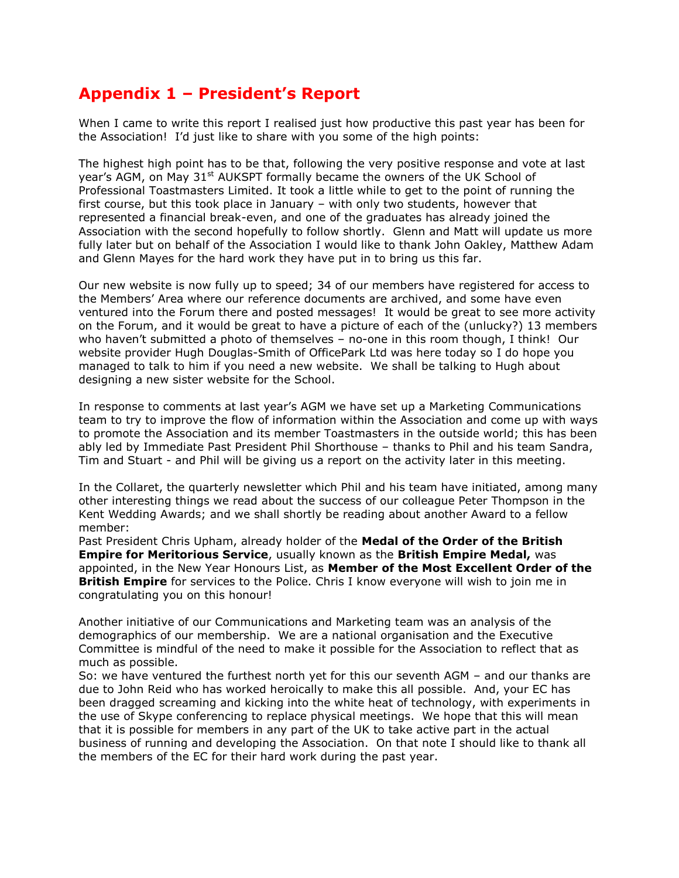# Appendix 1 – President's Report

When I came to write this report I realised just how productive this past year has been for the Association! I'd just like to share with you some of the high points:

The highest high point has to be that, following the very positive response and vote at last year's AGM, on May 31st AUKSPT formally became the owners of the UK School of Professional Toastmasters Limited. It took a little while to get to the point of running the first course, but this took place in January – with only two students, however that represented a financial break-even, and one of the graduates has already joined the Association with the second hopefully to follow shortly. Glenn and Matt will update us more fully later but on behalf of the Association I would like to thank John Oakley, Matthew Adam and Glenn Mayes for the hard work they have put in to bring us this far.

Our new website is now fully up to speed; 34 of our members have registered for access to the Members' Area where our reference documents are archived, and some have even ventured into the Forum there and posted messages! It would be great to see more activity on the Forum, and it would be great to have a picture of each of the (unlucky?) 13 members who haven't submitted a photo of themselves – no-one in this room though, I think! Our website provider Hugh Douglas-Smith of OfficePark Ltd was here today so I do hope you managed to talk to him if you need a new website. We shall be talking to Hugh about designing a new sister website for the School.

In response to comments at last year's AGM we have set up a Marketing Communications team to try to improve the flow of information within the Association and come up with ways to promote the Association and its member Toastmasters in the outside world; this has been ably led by Immediate Past President Phil Shorthouse – thanks to Phil and his team Sandra, Tim and Stuart - and Phil will be giving us a report on the activity later in this meeting.

In the Collaret, the quarterly newsletter which Phil and his team have initiated, among many other interesting things we read about the success of our colleague Peter Thompson in the Kent Wedding Awards; and we shall shortly be reading about another Award to a fellow member:
Past President Chris Upham, already holder of the **Medal of the Order of the British Empire for Meritorious Service**, usually known as the **British Empire Medal,** was appointed, in the New Year Honours List, as **Member of the Most Excellent Order of the British Empire** for services to the Police. Chris I know everyone will wish to join me in congratulating you on this honour!

Another initiative of our Communications and Marketing team was an analysis of the demographics of our membership. We are a national organisation and the Executive Committee is mindful of the need to make it possible for the Association to reflect that as much as possible.
So: we have ventured the furthest north yet for this our seventh AGM – and our thanks are due to John Reid who has worked heroically to make this all possible. And, your EC has been dragged screaming and kicking into the white heat of technology, with experiments in the use of Skype conferencing to replace physical meetings. We hope that this will mean that it is possible for members in any part of the UK to take active part in the actual business of running and developing the Association. On that note I should like to thank all the members of the EC for their hard work during the past year.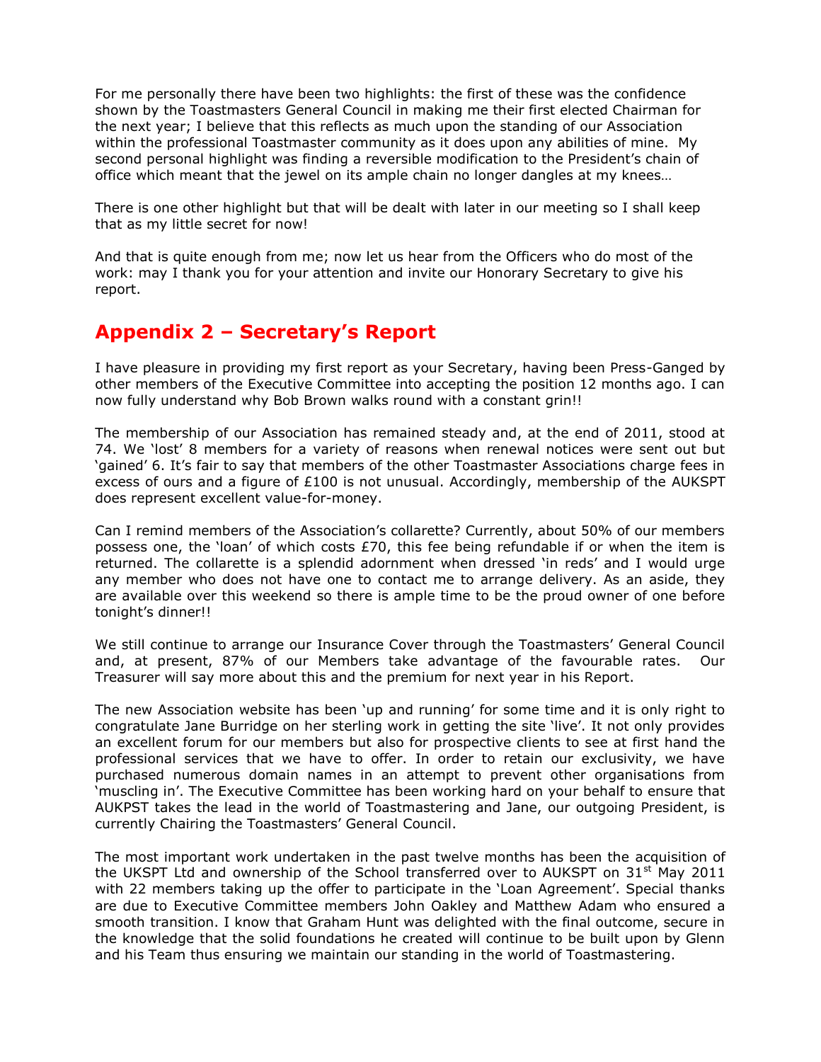For me personally there have been two highlights: the first of these was the confidence shown by the Toastmasters General Council in making me their first elected Chairman for the next year; I believe that this reflects as much upon the standing of our Association within the professional Toastmaster community as it does upon any abilities of mine. My second personal highlight was finding a reversible modification to the President's chain of office which meant that the jewel on its ample chain no longer dangles at my knees…

There is one other highlight but that will be dealt with later in our meeting so I shall keep that as my little secret for now!

And that is quite enough from me; now let us hear from the Officers who do most of the work: may I thank you for your attention and invite our Honorary Secretary to give his report.

## Appendix 2 – Secretary's Report

I have pleasure in providing my first report as your Secretary, having been Press-Ganged by other members of the Executive Committee into accepting the position 12 months ago. I can now fully understand why Bob Brown walks round with a constant grin!!

The membership of our Association has remained steady and, at the end of 2011, stood at 74. We 'lost' 8 members for a variety of reasons when renewal notices were sent out but 'gained' 6. It's fair to say that members of the other Toastmaster Associations charge fees in excess of ours and a figure of £100 is not unusual. Accordingly, membership of the AUKSPT does represent excellent value-for-money.

Can I remind members of the Association's collarette? Currently, about 50% of our members possess one, the 'loan' of which costs £70, this fee being refundable if or when the item is returned. The collarette is a splendid adornment when dressed 'in reds' and I would urge any member who does not have one to contact me to arrange delivery. As an aside, they are available over this weekend so there is ample time to be the proud owner of one before tonight's dinner!!

We still continue to arrange our Insurance Cover through the Toastmasters' General Council and, at present, 87% of our Members take advantage of the favourable rates. Our Treasurer will say more about this and the premium for next year in his Report.

The new Association website has been 'up and running' for some time and it is only right to congratulate Jane Burridge on her sterling work in getting the site 'live'. It not only provides an excellent forum for our members but also for prospective clients to see at first hand the professional services that we have to offer. In order to retain our exclusivity, we have purchased numerous domain names in an attempt to prevent other organisations from 'muscling in'. The Executive Committee has been working hard on your behalf to ensure that AUKPST takes the lead in the world of Toastmastering and Jane, our outgoing President, is currently Chairing the Toastmasters' General Council.

The most important work undertaken in the past twelve months has been the acquisition of the UKSPT Ltd and ownership of the School transferred over to AUKSPT on 31st May 2011 with 22 members taking up the offer to participate in the 'Loan Agreement'. Special thanks are due to Executive Committee members John Oakley and Matthew Adam who ensured a smooth transition. I know that Graham Hunt was delighted with the final outcome, secure in the knowledge that the solid foundations he created will continue to be built upon by Glenn and his Team thus ensuring we maintain our standing in the world of Toastmastering.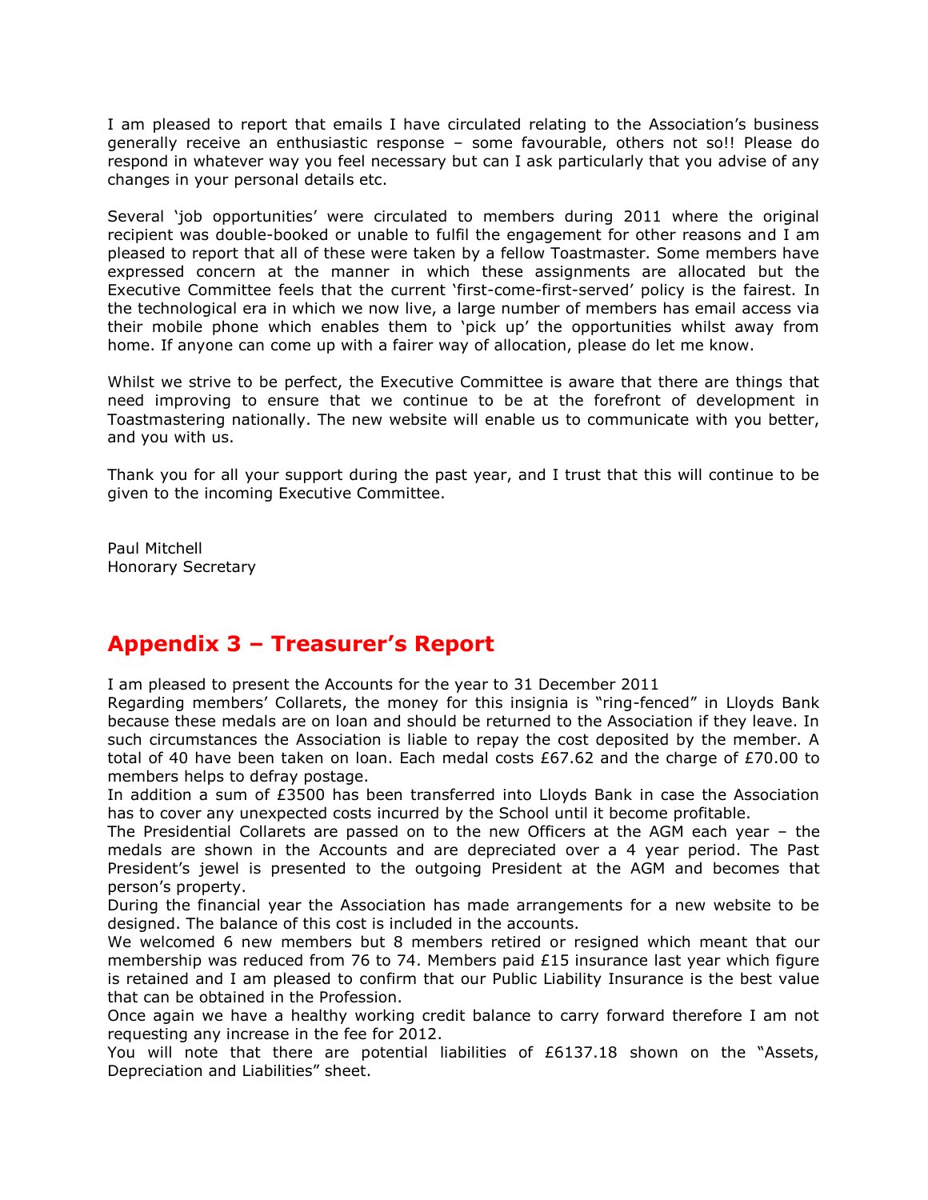I am pleased to report that emails I have circulated relating to the Association's business generally receive an enthusiastic response – some favourable, others not so!! Please do respond in whatever way you feel necessary but can I ask particularly that you advise of any changes in your personal details etc.

Several 'job opportunities' were circulated to members during 2011 where the original recipient was double-booked or unable to fulfil the engagement for other reasons and I am pleased to report that all of these were taken by a fellow Toastmaster. Some members have expressed concern at the manner in which these assignments are allocated but the Executive Committee feels that the current 'first-come-first-served' policy is the fairest. In the technological era in which we now live, a large number of members has email access via their mobile phone which enables them to 'pick up' the opportunities whilst away from home. If anyone can come up with a fairer way of allocation, please do let me know.

Whilst we strive to be perfect, the Executive Committee is aware that there are things that need improving to ensure that we continue to be at the forefront of development in Toastmastering nationally. The new website will enable us to communicate with you better, and you with us.

Thank you for all your support during the past year, and I trust that this will continue to be given to the incoming Executive Committee.

Paul Mitchell
Honorary Secretary

## Appendix 3 – Treasurer's Report

I am pleased to present the Accounts for the year to 31 December 2011

Regarding members' Collarets, the money for this insignia is "ring-fenced" in Lloyds Bank because these medals are on loan and should be returned to the Association if they leave. In such circumstances the Association is liable to repay the cost deposited by the member. A total of 40 have been taken on loan. Each medal costs £67.62 and the charge of £70.00 to members helps to defray postage.

In addition a sum of £3500 has been transferred into Lloyds Bank in case the Association has to cover any unexpected costs incurred by the School until it become profitable.

The Presidential Collarets are passed on to the new Officers at the AGM each year – the medals are shown in the Accounts and are depreciated over a 4 year period. The Past President's jewel is presented to the outgoing President at the AGM and becomes that person's property.

During the financial year the Association has made arrangements for a new website to be designed. The balance of this cost is included in the accounts.

We welcomed 6 new members but 8 members retired or resigned which meant that our membership was reduced from 76 to 74. Members paid £15 insurance last year which figure is retained and I am pleased to confirm that our Public Liability Insurance is the best value that can be obtained in the Profession.

Once again we have a healthy working credit balance to carry forward therefore I am not requesting any increase in the fee for 2012.

You will note that there are potential liabilities of £6137.18 shown on the "Assets, Depreciation and Liabilities" sheet.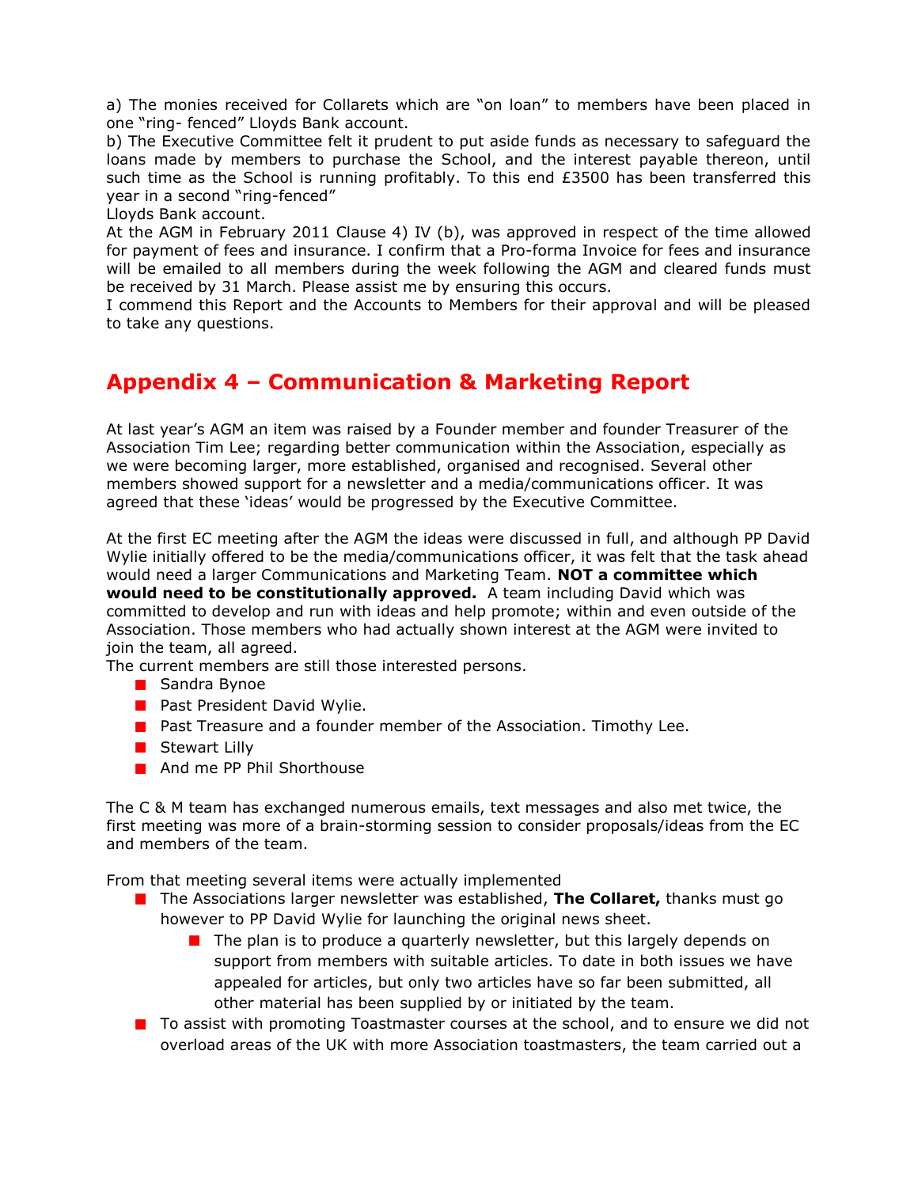a) The monies received for Collarets which are "on loan" to members have been placed in one "ring- fenced" Lloyds Bank account.

b) The Executive Committee felt it prudent to put aside funds as necessary to safeguard the loans made by members to purchase the School, and the interest payable thereon, until such time as the School is running profitably. To this end £3500 has been transferred this year in a second "ring-fenced"

Lloyds Bank account.

At the AGM in February 2011 Clause 4) IV (b), was approved in respect of the time allowed for payment of fees and insurance. I confirm that a Pro-forma Invoice for fees and insurance will be emailed to all members during the week following the AGM and cleared funds must be received by 31 March. Please assist me by ensuring this occurs.

I commend this Report and the Accounts to Members for their approval and will be pleased to take any questions.

## Appendix 4 – Communication & Marketing Report

At last year's AGM an item was raised by a Founder member and founder Treasurer of the Association Tim Lee; regarding better communication within the Association, especially as we were becoming larger, more established, organised and recognised. Several other members showed support for a newsletter and a media/communications officer. It was agreed that these 'ideas' would be progressed by the Executive Committee.

At the first EC meeting after the AGM the ideas were discussed in full, and although PP David Wylie initially offered to be the media/communications officer, it was felt that the task ahead would need a larger Communications and Marketing Team. **NOT a committee which would need to be constitutionally approved.** A team including David which was committed to develop and run with ideas and help promote; within and even outside of the Association. Those members who had actually shown interest at the AGM were invited to join the team, all agreed.

The current members are still those interested persons.

- Sandra Bynoe
- Past President David Wylie.
- Past Treasure and a founder member of the Association. Timothy Lee.
- Stewart Lilly
- And me PP Phil Shorthouse

The C & M team has exchanged numerous emails, text messages and also met twice, the first meeting was more of a brain-storming session to consider proposals/ideas from the EC and members of the team.

From that meeting several items were actually implemented

- The Associations larger newsletter was established, **The Collaret,** thanks must go however to PP David Wylie for launching the original news sheet.
  - The plan is to produce a quarterly newsletter, but this largely depends on support from members with suitable articles. To date in both issues we have appealed for articles, but only two articles have so far been submitted, all other material has been supplied by or initiated by the team.
- To assist with promoting Toastmaster courses at the school, and to ensure we did not overload areas of the UK with more Association toastmasters, the team carried out a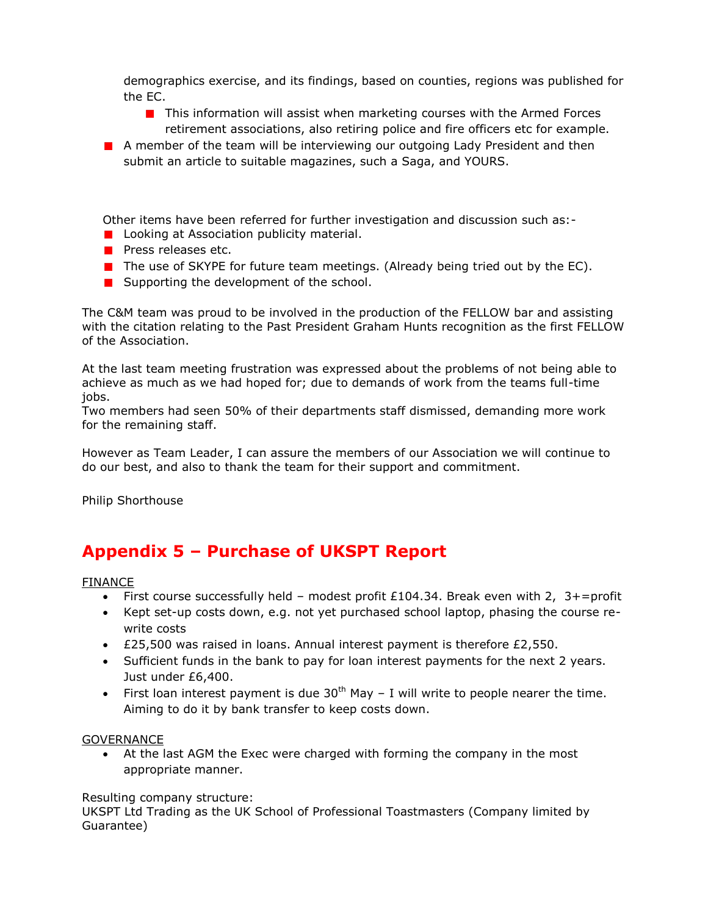demographics exercise, and its findings, based on counties, regions was published for the EC.

    - This information will assist when marketing courses with the Armed Forces retirement associations, also retiring police and fire officers etc for example.

- A member of the team will be interviewing our outgoing Lady President and then submit an article to suitable magazines, such a Saga, and YOURS.

Other items have been referred for further investigation and discussion such as:-

- Looking at Association publicity material.
- Press releases etc.
- The use of SKYPE for future team meetings. (Already being tried out by the EC).
- Supporting the development of the school.

The C&M team was proud to be involved in the production of the FELLOW bar and assisting with the citation relating to the Past President Graham Hunts recognition as the first FELLOW of the Association.

At the last team meeting frustration was expressed about the problems of not being able to achieve as much as we had hoped for; due to demands of work from the teams full-time jobs.
Two members had seen 50% of their departments staff dismissed, demanding more work for the remaining staff.

However as Team Leader, I can assure the members of our Association we will continue to do our best, and also to thank the team for their support and commitment.

Philip Shorthouse

## Appendix 5 – Purchase of UKSPT Report

<u>FINANCE</u>

- First course successfully held – modest profit £104.34. Break even with 2, 3+=profit
- Kept set-up costs down, e.g. not yet purchased school laptop, phasing the course re-write costs
- £25,500 was raised in loans. Annual interest payment is therefore £2,550.
- Sufficient funds in the bank to pay for loan interest payments for the next 2 years. Just under £6,400.
- First loan interest payment is due 30th May – I will write to people nearer the time. Aiming to do it by bank transfer to keep costs down.

<u>GOVERNANCE</u>

- At the last AGM the Exec were charged with forming the company in the most appropriate manner.

Resulting company structure:
UKSPT Ltd Trading as the UK School of Professional Toastmasters (Company limited by Guarantee)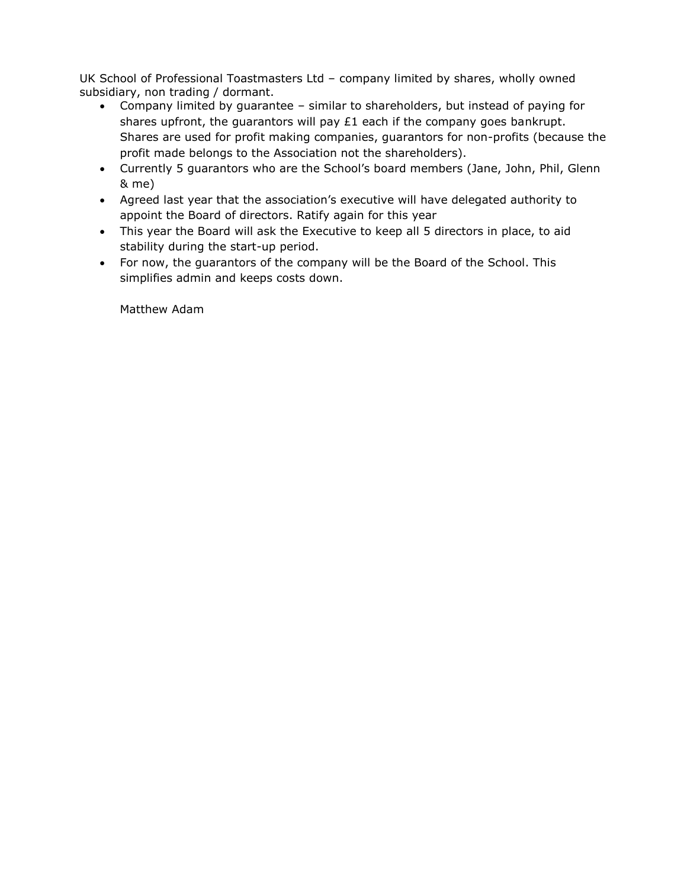UK School of Professional Toastmasters Ltd – company limited by shares, wholly owned subsidiary, non trading / dormant.

- Company limited by guarantee – similar to shareholders, but instead of paying for shares upfront, the guarantors will pay £1 each if the company goes bankrupt. Shares are used for profit making companies, guarantors for non-profits (because the profit made belongs to the Association not the shareholders).
- Currently 5 guarantors who are the School's board members (Jane, John, Phil, Glenn & me)
- Agreed last year that the association's executive will have delegated authority to appoint the Board of directors. Ratify again for this year
- This year the Board will ask the Executive to keep all 5 directors in place, to aid stability during the start-up period.
- For now, the guarantors of the company will be the Board of the School. This simplifies admin and keeps costs down.

Matthew Adam